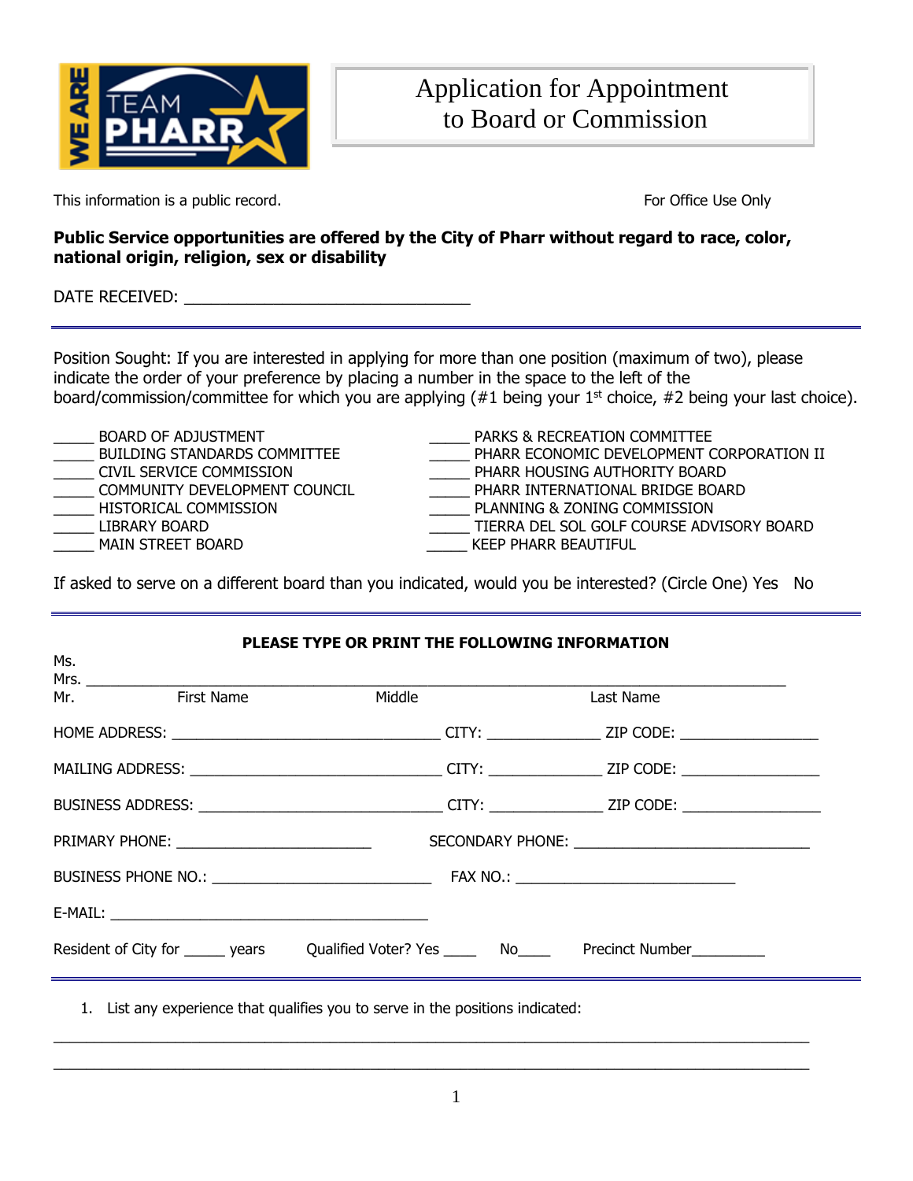# Application for Appointment to Board or Commission

This information is a public record. For Office Use Only

**Public Service opportunities are offered by the City of Pharr without regard to race, color, national origin, religion, sex or disability**

DATE RECEIVED: ________________________________

---

Position Sought: If you are interested in applying for more than one position (maximum of two), please indicate the order of your preference by placing a number in the space to the left of the board/commission/committee for which you are applying (#1 being your 1st choice, #2 being your last choice).

_____ BOARD OF ADJUSTMENT
_____ BUILDING STANDARDS COMMITTEE
_____ CIVIL SERVICE COMMISSION
_____ COMMUNITY DEVELOPMENT COUNCIL
_____ HISTORICAL COMMISSION
_____ LIBRARY BOARD
_____ MAIN STREET BOARD
_____ PARKS & RECREATION COMMITTEE
_____ PHARR ECONOMIC DEVELOPMENT CORPORATION II
_____ PHARR HOUSING AUTHORITY BOARD
_____ PHARR INTERNATIONAL BRIDGE BOARD
_____ PLANNING & ZONING COMMISSION
_____ TIERRA DEL SOL GOLF COURSE ADVISORY BOARD
_____ KEEP PHARR BEAUTIFUL

If asked to serve on a different board than you indicated, would you be interested? (Circle One) Yes No

---

**PLEASE TYPE OR PRINT THE FOLLOWING INFORMATION**

Ms.
Mrs. ______________________________________________________________________________
Mr. First Name Middle Last Name

HOME ADDRESS: ______________________________ CITY: _____________ ZIP CODE: ________________

MAILING ADDRESS: ____________________________ CITY: _____________ ZIP CODE: ________________

BUSINESS ADDRESS: ___________________________ CITY: _____________ ZIP CODE: ________________

PRIMARY PHONE: _______________________ SECONDARY PHONE: ____________________________

BUSINESS PHONE NO.: __________________________ FAX NO.: __________________________

E-MAIL: ______________________________________

Resident of City for _____ years Qualified Voter? Yes ____ No____ Precinct Number_________

---

1. List any experience that qualifies you to serve in the positions indicated:

_____________________________________________________________________________________

_____________________________________________________________________________________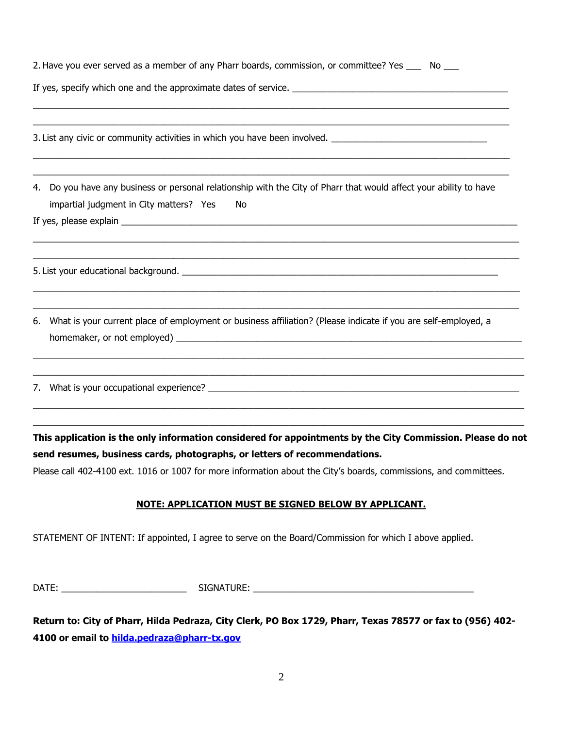2. Have you ever served as a member of any Pharr boards, commission, or committee? Yes ___ No ___

If yes, specify which one and the approximate dates of service. ____________________________________________

_____________________________________________________________________________________________

_____________________________________________________________________________________________

3. List any civic or community activities in which you have been involved. _______________________________

_____________________________________________________________________________________________

_____________________________________________________________________________________________

4. Do you have any business or personal relationship with the City of Pharr that would affect your ability to have impartial judgment in City matters? Yes No

If yes, please explain ________________________________________________________________________________

_____________________________________________________________________________________________

_____________________________________________________________________________________________

5. List your educational background. ____________________________________________________________

_____________________________________________________________________________________________

_____________________________________________________________________________________________

6. What is your current place of employment or business affiliation? (Please indicate if you are self-employed, a homemaker, or not employed) _______________________________________________________________________

_____________________________________________________________________________________________

_____________________________________________________________________________________________

7. What is your occupational experience? _______________________________________________________________

_____________________________________________________________________________________________

_____________________________________________________________________________________________

**This application is the only information considered for appointments by the City Commission. Please do not send resumes, business cards, photographs, or letters of recommendations.**

Please call 402-4100 ext. 1016 or 1007 for more information about the City's boards, commissions, and committees.

**NOTE: APPLICATION MUST BE SIGNED BELOW BY APPLICANT.**

STATEMENT OF INTENT: If appointed, I agree to serve on the Board/Commission for which I above applied.

DATE: _________________________ SIGNATURE: ___________________________________________

**Return to: City of Pharr, Hilda Pedraza, City Clerk, PO Box 1729, Pharr, Texas 78577 or fax to (956) 402-4100 or email to hilda.pedraza@pharr-tx.gov**